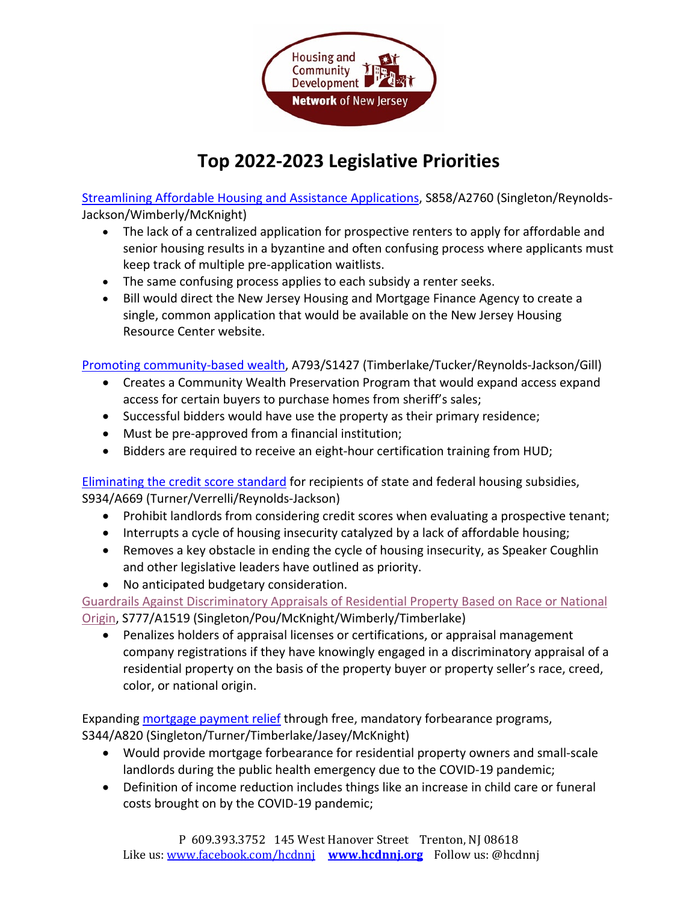# Top 2022-2023 Legislative Priorities

Streamlining Affordable Housing and Assistance Applications, S858/A2760 (Singleton/Reynolds-Jackson/Wimberly/McKnight)

- The lack of a centralized application for prospective renters to apply for affordable and senior housing results in a byzantine and often confusing process where applicants must keep track of multiple pre-application waitlists.
- The same confusing process applies to each subsidy a renter seeks.
- Bill would direct the New Jersey Housing and Mortgage Finance Agency to create a single, common application that would be available on the New Jersey Housing Resource Center website.

Promoting community-based wealth, A793/S1427 (Timberlake/Tucker/Reynolds-Jackson/Gill)

- Creates a Community Wealth Preservation Program that would expand access expand access for certain buyers to purchase homes from sheriff's sales;
- Successful bidders would have use the property as their primary residence;
- Must be pre-approved from a financial institution;
- Bidders are required to receive an eight-hour certification training from HUD;

Eliminating the credit score standard for recipients of state and federal housing subsidies, S934/A669 (Turner/Verrelli/Reynolds-Jackson)

- Prohibit landlords from considering credit scores when evaluating a prospective tenant;
- Interrupts a cycle of housing insecurity catalyzed by a lack of affordable housing;
- Removes a key obstacle in ending the cycle of housing insecurity, as Speaker Coughlin and other legislative leaders have outlined as priority.
- No anticipated budgetary consideration.

Guardrails Against Discriminatory Appraisals of Residential Property Based on Race or National Origin, S777/A1519 (Singleton/Pou/McKnight/Wimberly/Timberlake)

- Penalizes holders of appraisal licenses or certifications, or appraisal management company registrations if they have knowingly engaged in a discriminatory appraisal of a residential property on the basis of the property buyer or property seller's race, creed, color, or national origin.

Expanding mortgage payment relief through free, mandatory forbearance programs, S344/A820 (Singleton/Turner/Timberlake/Jasey/McKnight)

- Would provide mortgage forbearance for residential property owners and small-scale landlords during the public health emergency due to the COVID-19 pandemic;
- Definition of income reduction includes things like an increase in child care or funeral costs brought on by the COVID-19 pandemic;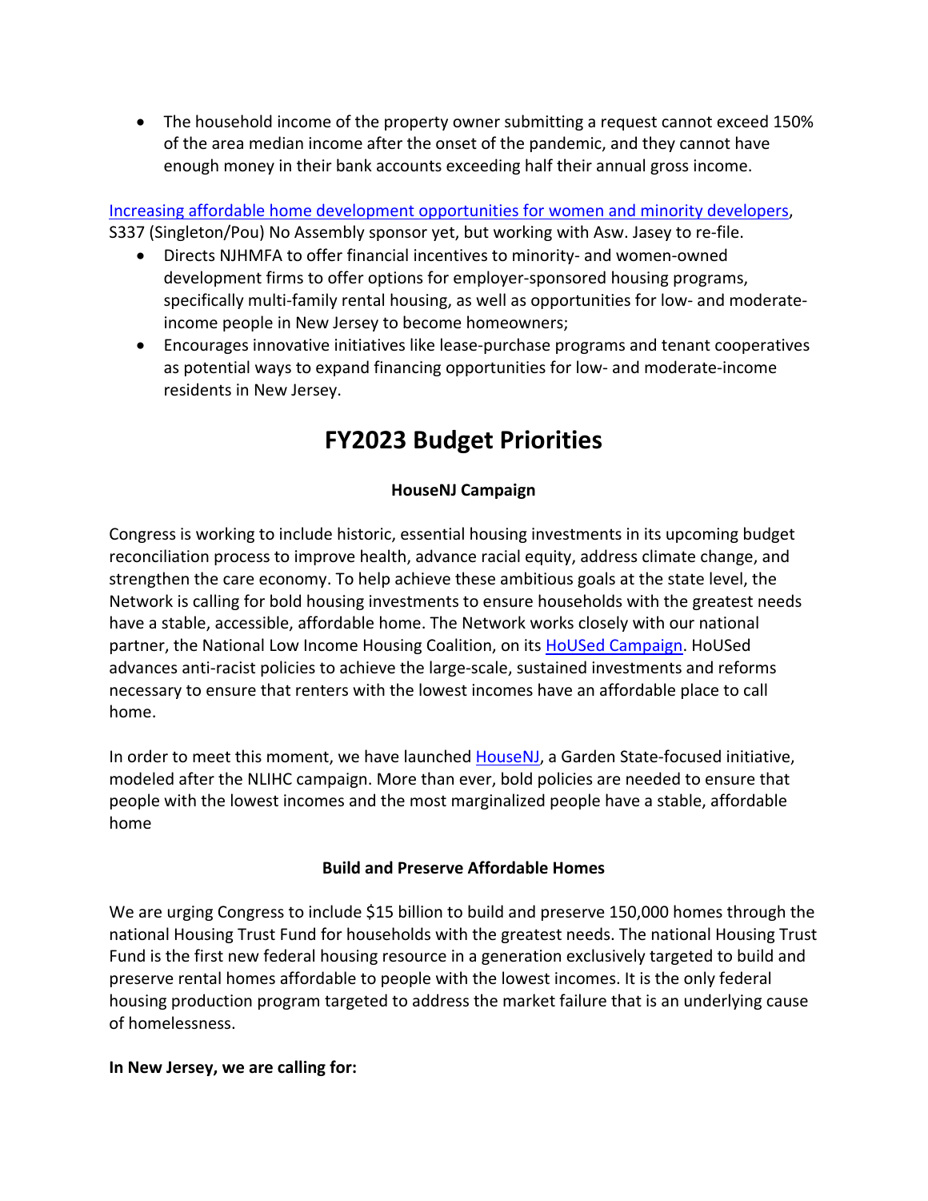- The household income of the property owner submitting a request cannot exceed 150% of the area median income after the onset of the pandemic, and they cannot have enough money in their bank accounts exceeding half their annual gross income.

Increasing affordable home development opportunities for women and minority developers, S337 (Singleton/Pou) No Assembly sponsor yet, but working with Asw. Jasey to re-file.

- Directs NJHMFA to offer financial incentives to minority- and women-owned development firms to offer options for employer-sponsored housing programs, specifically multi-family rental housing, as well as opportunities for low- and moderate-income people in New Jersey to become homeowners;
- Encourages innovative initiatives like lease-purchase programs and tenant cooperatives as potential ways to expand financing opportunities for low- and moderate-income residents in New Jersey.

# FY2023 Budget Priorities

### HouseNJ Campaign

Congress is working to include historic, essential housing investments in its upcoming budget reconciliation process to improve health, advance racial equity, address climate change, and strengthen the care economy. To help achieve these ambitious goals at the state level, the Network is calling for bold housing investments to ensure households with the greatest needs have a stable, accessible, affordable home. The Network works closely with our national partner, the National Low Income Housing Coalition, on its HoUSed Campaign. HoUSed advances anti-racist policies to achieve the large-scale, sustained investments and reforms necessary to ensure that renters with the lowest incomes have an affordable place to call home.

In order to meet this moment, we have launched HouseNJ, a Garden State-focused initiative, modeled after the NLIHC campaign. More than ever, bold policies are needed to ensure that people with the lowest incomes and the most marginalized people have a stable, affordable home

### Build and Preserve Affordable Homes

We are urging Congress to include $15 billion to build and preserve 150,000 homes through the national Housing Trust Fund for households with the greatest needs. The national Housing Trust Fund is the first new federal housing resource in a generation exclusively targeted to build and preserve rental homes affordable to people with the lowest incomes. It is the only federal housing production program targeted to address the market failure that is an underlying cause of homelessness.

**In New Jersey, we are calling for:**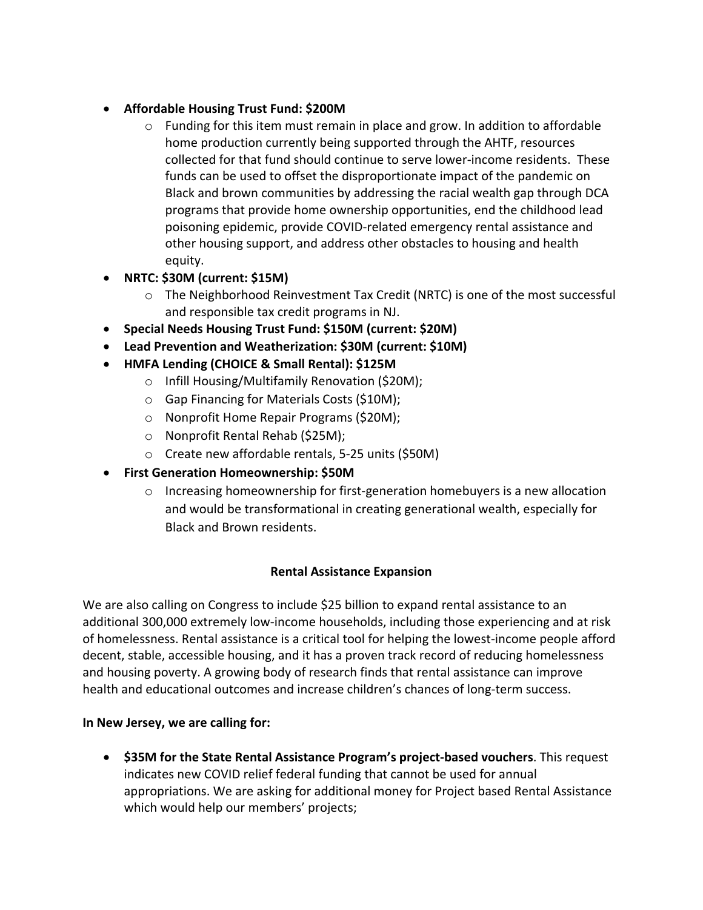- **Affordable Housing Trust Fund: $200M**
  - Funding for this item must remain in place and grow. In addition to affordable home production currently being supported through the AHTF, resources collected for that fund should continue to serve lower-income residents. These funds can be used to offset the disproportionate impact of the pandemic on Black and brown communities by addressing the racial wealth gap through DCA programs that provide home ownership opportunities, end the childhood lead poisoning epidemic, provide COVID-related emergency rental assistance and other housing support, and address other obstacles to housing and health equity.
- **NRTC: $30M (current: $15M)**
  - The Neighborhood Reinvestment Tax Credit (NRTC) is one of the most successful and responsible tax credit programs in NJ.
- **Special Needs Housing Trust Fund: $150M (current: $20M)**
- **Lead Prevention and Weatherization: $30M (current: $10M)**
- **HMFA Lending (CHOICE & Small Rental): $125M**
  - Infill Housing/Multifamily Renovation ($20M);
  - Gap Financing for Materials Costs ($10M);
  - Nonprofit Home Repair Programs ($20M);
  - Nonprofit Rental Rehab ($25M);
  - Create new affordable rentals, 5-25 units ($50M)
- **First Generation Homeownership: $50M**
  - Increasing homeownership for first-generation homebuyers is a new allocation and would be transformational in creating generational wealth, especially for Black and Brown residents.

**Rental Assistance Expansion**

We are also calling on Congress to include $25 billion to expand rental assistance to an additional 300,000 extremely low-income households, including those experiencing and at risk of homelessness. Rental assistance is a critical tool for helping the lowest-income people afford decent, stable, accessible housing, and it has a proven track record of reducing homelessness and housing poverty. A growing body of research finds that rental assistance can improve health and educational outcomes and increase children's chances of long-term success.

**In New Jersey, we are calling for:**

- **$35M for the State Rental Assistance Program's project-based vouchers**. This request indicates new COVID relief federal funding that cannot be used for annual appropriations. We are asking for additional money for Project based Rental Assistance which would help our members' projects;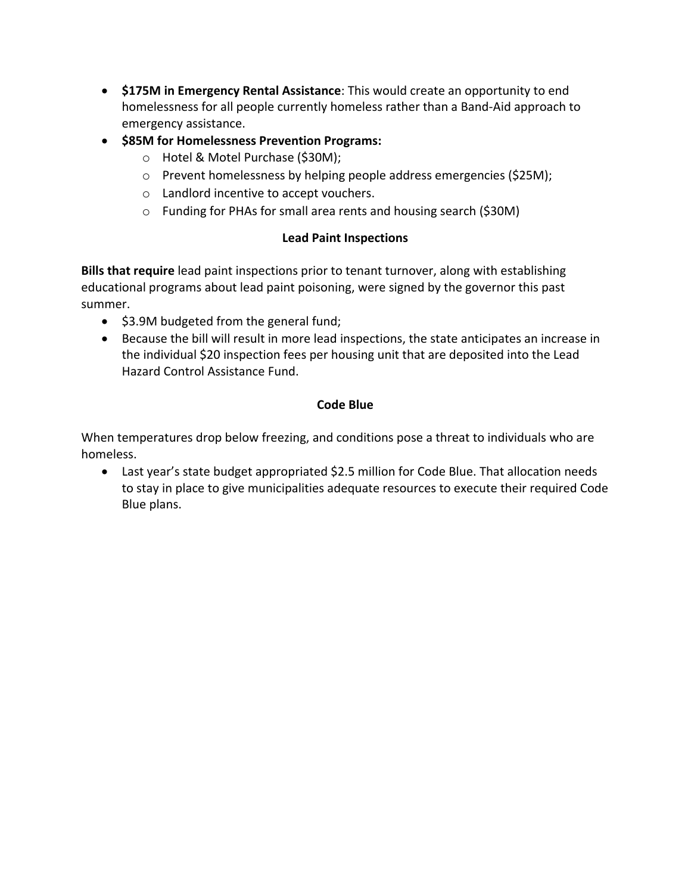- **$175M in Emergency Rental Assistance**: This would create an opportunity to end homelessness for all people currently homeless rather than a Band-Aid approach to emergency assistance.
- **$85M for Homelessness Prevention Programs:**
  - Hotel & Motel Purchase ($30M);
  - Prevent homelessness by helping people address emergencies ($25M);
  - Landlord incentive to accept vouchers.
  - Funding for PHAs for small area rents and housing search ($30M)

### Lead Paint Inspections

**Bills that require** lead paint inspections prior to tenant turnover, along with establishing educational programs about lead paint poisoning, were signed by the governor this past summer.

- $3.9M budgeted from the general fund;
- Because the bill will result in more lead inspections, the state anticipates an increase in the individual $20 inspection fees per housing unit that are deposited into the Lead Hazard Control Assistance Fund.

### Code Blue

When temperatures drop below freezing, and conditions pose a threat to individuals who are homeless.

- Last year's state budget appropriated $2.5 million for Code Blue. That allocation needs to stay in place to give municipalities adequate resources to execute their required Code Blue plans.